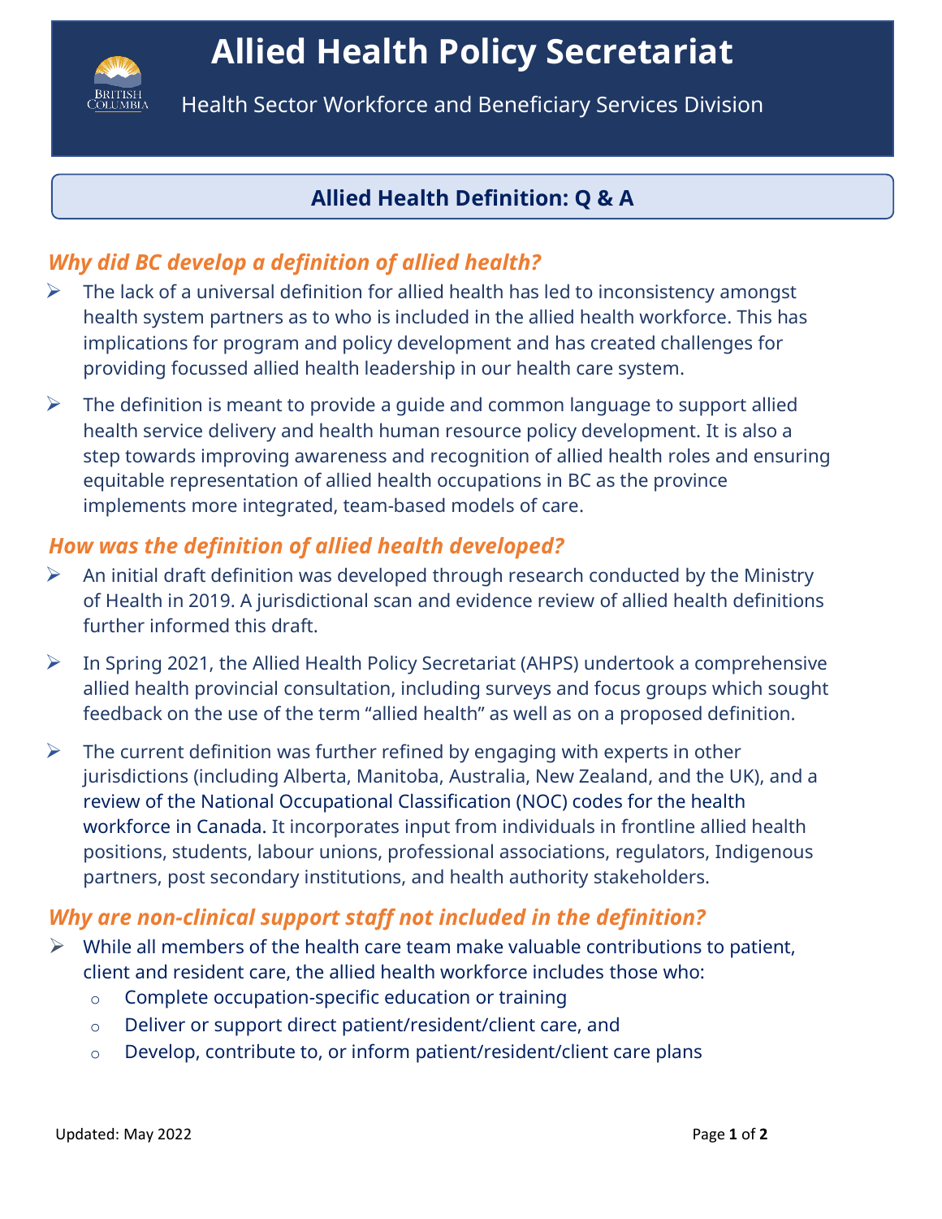# Allied Health Policy Secretariat

Health Sector Workforce and Beneficiary Services Division

## Allied Health Definition: Q & A

### *Why did BC develop a definition of allied health?*

- The lack of a universal definition for allied health has led to inconsistency amongst health system partners as to who is included in the allied health workforce. This has implications for program and policy development and has created challenges for providing focussed allied health leadership in our health care system.
- The definition is meant to provide a guide and common language to support allied health service delivery and health human resource policy development. It is also a step towards improving awareness and recognition of allied health roles and ensuring equitable representation of allied health occupations in BC as the province implements more integrated, team-based models of care.

### *How was the definition of allied health developed?*

- An initial draft definition was developed through research conducted by the Ministry of Health in 2019. A jurisdictional scan and evidence review of allied health definitions further informed this draft.
- In Spring 2021, the Allied Health Policy Secretariat (AHPS) undertook a comprehensive allied health provincial consultation, including surveys and focus groups which sought feedback on the use of the term "allied health" as well as on a proposed definition.
- The current definition was further refined by engaging with experts in other jurisdictions (including Alberta, Manitoba, Australia, New Zealand, and the UK), and a review of the National Occupational Classification (NOC) codes for the health workforce in Canada. It incorporates input from individuals in frontline allied health positions, students, labour unions, professional associations, regulators, Indigenous partners, post secondary institutions, and health authority stakeholders.

### *Why are non-clinical support staff not included in the definition?*

- While all members of the health care team make valuable contributions to patient, client and resident care, the allied health workforce includes those who:
  - Complete occupation-specific education or training
  - Deliver or support direct patient/resident/client care, and
  - Develop, contribute to, or inform patient/resident/client care plans

Updated: May 2022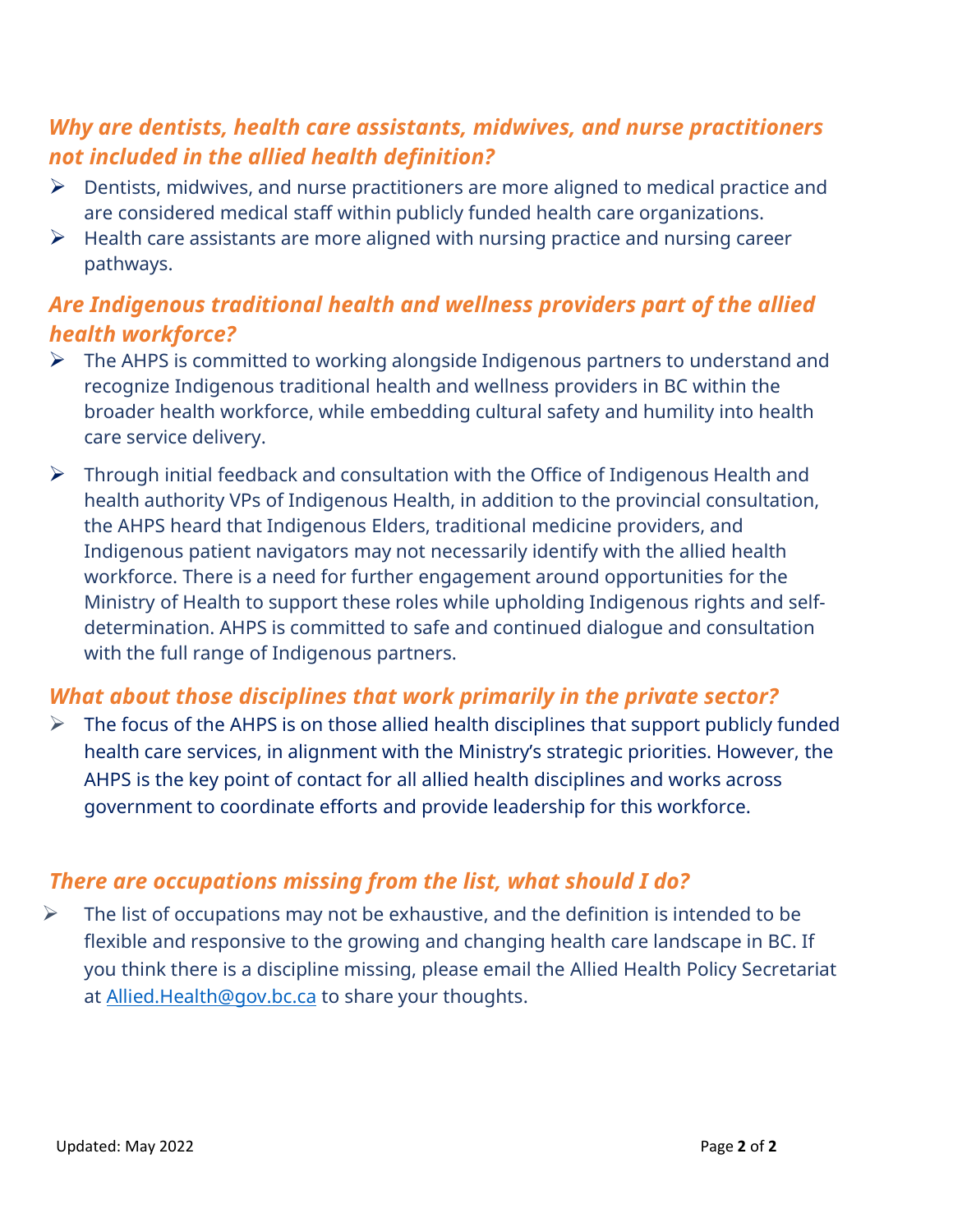### *Why are dentists, health care assistants, midwives, and nurse practitioners not included in the allied health definition?*

- Dentists, midwives, and nurse practitioners are more aligned to medical practice and are considered medical staff within publicly funded health care organizations.
- Health care assistants are more aligned with nursing practice and nursing career pathways.

### *Are Indigenous traditional health and wellness providers part of the allied health workforce?*

- The AHPS is committed to working alongside Indigenous partners to understand and recognize Indigenous traditional health and wellness providers in BC within the broader health workforce, while embedding cultural safety and humility into health care service delivery.
- Through initial feedback and consultation with the Office of Indigenous Health and health authority VPs of Indigenous Health, in addition to the provincial consultation, the AHPS heard that Indigenous Elders, traditional medicine providers, and Indigenous patient navigators may not necessarily identify with the allied health workforce. There is a need for further engagement around opportunities for the Ministry of Health to support these roles while upholding Indigenous rights and self-determination. AHPS is committed to safe and continued dialogue and consultation with the full range of Indigenous partners.

### *What about those disciplines that work primarily in the private sector?*

- The focus of the AHPS is on those allied health disciplines that support publicly funded health care services, in alignment with the Ministry's strategic priorities. However, the AHPS is the key point of contact for all allied health disciplines and works across government to coordinate efforts and provide leadership for this workforce.

### *There are occupations missing from the list, what should I do?*

- The list of occupations may not be exhaustive, and the definition is intended to be flexible and responsive to the growing and changing health care landscape in BC. If you think there is a discipline missing, please email the Allied Health Policy Secretariat at Allied.Health@gov.bc.ca to share your thoughts.

Updated: May 2022